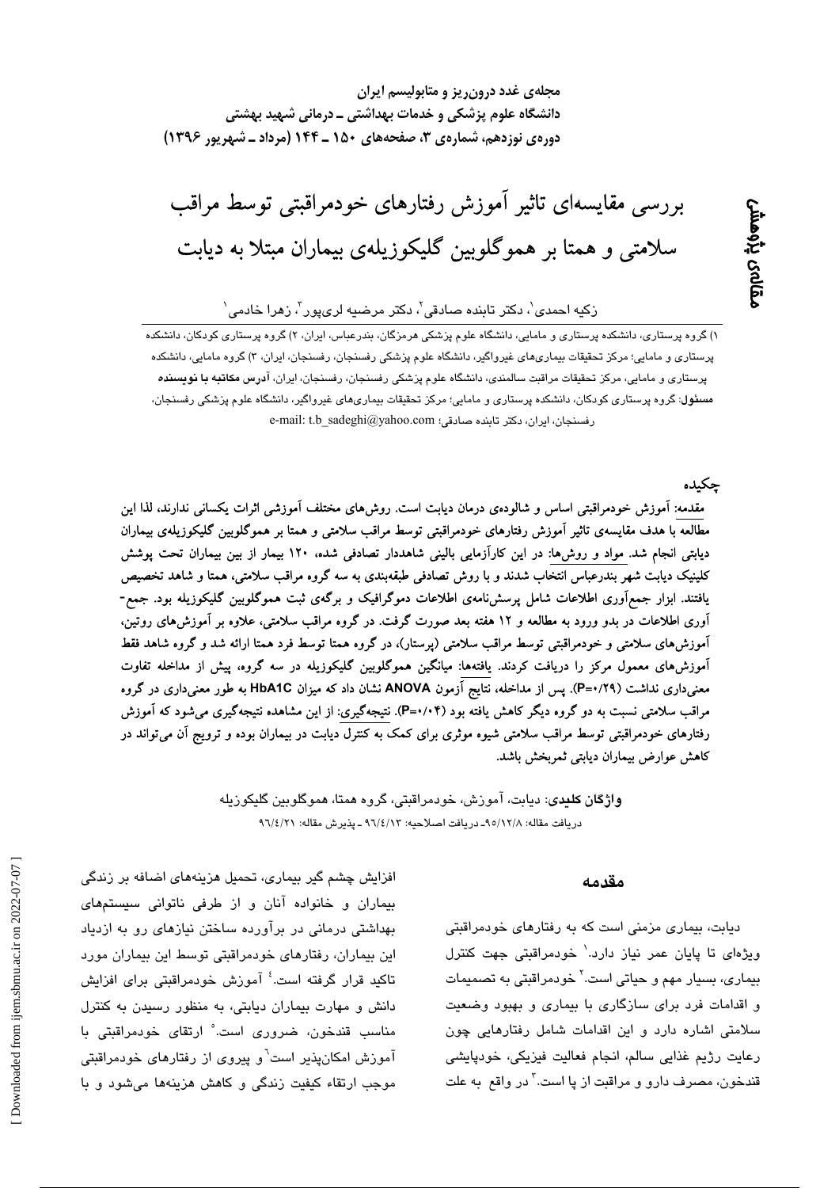# بررسی مقایسه‌ای تاثیر آموزش رفتارهای خودمراقبتی توسط مراقب سلامتی و همتا بر هموگلوبین گلیکوزیله‌ی بیماران مبتلا به دیابت

**مقاله‌ی پژوهشی**

زکیه احمدی[1]، دکتر تابنده صادقی[2]، دکتر مرضیه لری‌پور[3]، زهرا خادمی[1]

۱) گروه پرستاری، دانشکده پرستاری و مامایی، دانشگاه علوم پزشکی هرمزگان، بندرعباس، ایران، ۲) گروه پرستاری کودکان، دانشکده پرستاری و مامایی؛ مرکز تحقیقات بیماری‌های غیرواگیر، دانشگاه علوم پزشکی رفسنجان، رفسنجان، ایران، ۳) گروه مامایی، دانشکده پرستاری و مامایی، مرکز تحقیقات مراقبت سالمندی، دانشگاه علوم پزشکی رفسنجان، رفسنجان، ایران، **آدرس مکاتبه با نویسنده مسئول**: گروه پرستاری کودکان، دانشکده پرستاری و مامایی؛ مرکز تحقیقات بیماری‌های غیرواگیر، دانشگاه علوم پزشکی رفسنجان، رفسنجان، ایران، دکتر تابنده صادقی؛ e-mail: t.b_sadeghi@yahoo.com

## چکیده

**مقدمه:** آموزش خودمراقبتی اساس و شالوده‌ی درمان دیابت است. روش‌های مختلف آموزشی اثرات یکسانی ندارند، لذا این مطالعه با هدف مقایسه‌ی تاثیر آموزش رفتارهای خودمراقبتی توسط مراقب سلامتی و همتا بر هموگلوبین گلیکوزیله‌ی بیماران دیابتی انجام شد. **مواد و روش‌ها:** در این کارآزمایی بالینی شاهددار تصادفی شده، ۱۲۰ بیمار از بین بیماران تحت پوشش کلینیک دیابت شهر بندرعباس انتخاب شدند و با روش تصادفی طبقه‌بندی به سه گروه مراقب سلامتی، همتا و شاهد تخصیص یافتند. ابزار جمع‌آوری اطلاعات شامل پرسش‌نامه‌ی اطلاعات دموگرافیک و برگه‌ی ثبت هموگلوبین گلیکوزیله بود. جمع‌آوری اطلاعات در بدو ورود به مطالعه و ۱۲ هفته بعد صورت گرفت. در گروه مراقب سلامتی، علاوه بر آموزش‌های روتین، آموزش‌های سلامتی و خودمراقبتی توسط مراقب سلامتی (پرستار)، در گروه همتا توسط فرد همتا ارائه شد و گروه شاهد فقط آموزش‌های معمول مرکز را دریافت کردند. **یافته‌ها:** میانگین هموگلوبین گلیکوزیله در سه گروه، پیش از مداخله تفاوت معنی‌داری نداشت (P=۰/۲۹). پس از مداخله، نتایج آزمون ANOVA نشان داد که میزان HbA1C به طور معنی‌داری در گروه مراقب سلامتی نسبت به دو گروه دیگر کاهش یافته بود (P=۰/۰۴). **نتیجه‌گیری:** از این مشاهده نتیجه‌گیری می‌شود که آموزش رفتارهای خودمراقبتی توسط مراقب سلامتی شیوه موثری برای کمک به کنترل دیابت در بیماران بوده و ترویج آن می‌تواند در کاهش عوارض بیماران دیابتی ثمربخش باشد.

**واژگان کلیدی:** دیابت، آموزش، خودمراقبتی، گروه همتا، هموگلوبین گلیکوزیله

دریافت مقاله: ۹۵/۱۲/۸ـ دریافت اصلاحیه: ۹۶/۴/۱۳ ـ پذیرش مقاله: ۹۶/۴/۲۱

## مقدمه

دیابت، بیماری مزمنی است که به رفتارهای خودمراقبتی ویژه‌ای تا پایان عمر نیاز دارد.[1] خودمراقبتی جهت کنترل بیماری، بسیار مهم و حیاتی است.[2] خودمراقبتی به تصمیمات و اقدامات فرد برای سازگاری با بیماری و بهبود وضعیت سلامتی اشاره دارد و این اقدامات شامل رفتارهایی چون رعایت رژیم غذایی سالم، انجام فعالیت فیزیکی، خودپایشی قندخون، مصرف دارو و مراقبت از پا است.[3] در واقع به علت افزایش چشم گیر بیماری، تحمیل هزینه‌های اضافه بر زندگی بیماران و خانواده آنان و از طرفی ناتوانی سیستم‌های بهداشتی درمانی در برآورده ساختن نیازهای رو به ازدیاد این بیماران، رفتارهای خودمراقبتی توسط این بیماران مورد تاکید قرار گرفته است.[4] آموزش خودمراقبتی برای افزایش دانش و مهارت بیماران دیابتی، به منظور رسیدن به کنترل مناسب قندخون، ضروری است.[5] ارتقای خودمراقبتی با آموزش امکان‌پذیر است[6] و پیروی از رفتارهای خودمراقبتی موجب ارتقاء کیفیت زندگی و کاهش هزینه‌ها می‌شود و با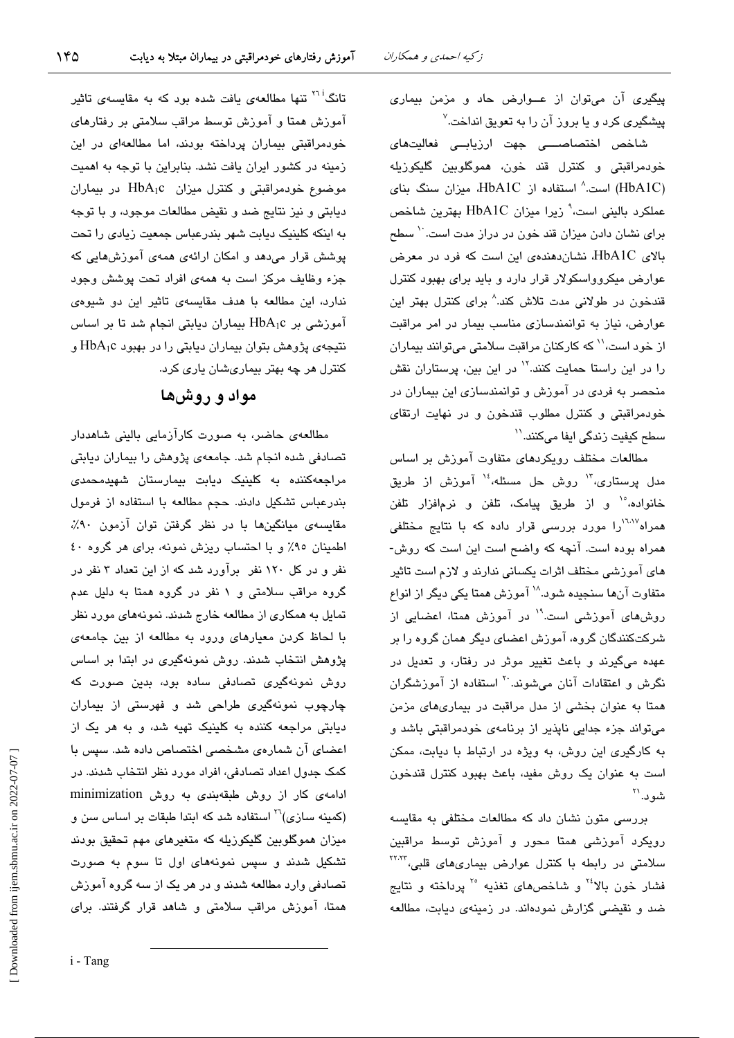پیگیری آن می‌توان از عوارض حاد و مزمن بیماری پیشگیری کرد و یا بروز آن را به تعویق انداخت.[7]

شاخص اختصاصی جهت ارزیابی فعالیت‌های خودمراقبتی و کنترل قند خون، هموگلوبین گلیکوزیله (HbA1C) است.[8] استفاده از HbA1C، میزان سنگ بنای عملکرد بالینی است،[9] زیرا میزان HbA1C بهترین شاخص برای نشان دادن میزان قند خون در دراز مدت است.[10] سطح بالای HbA1C، نشان‌دهنده‌ی این است که فرد در معرض عوارض میکروواسکولار قرار دارد و باید برای بهبود کنترل قندخون در طولانی مدت تلاش کند.[8] برای کنترل بهتر این عوارض، نیاز به توانمندسازی مناسب بیمار در امر مراقبت از خود است،[11] که کارکنان مراقبت سلامتی می‌توانند بیماران را در این راستا حمایت کنند.[12] در این بین، پرستاران نقش منحصر به فردی در آموزش و توانمندسازی این بیماران در خودمراقبتی و کنترل مطلوب قندخون و در نهایت ارتقای سطح کیفیت زندگی ایفا می‌کنند.[11]

مطالعات مختلف رویکردهای متفاوت آموزش بر اساس مدل پرستاری،[13] روش حل مسئله،[14] آموزش از طریق خانواده،[15] و از طریق پیامک، تلفن و نرم‌افزار تلفن همراه[16,17] را مورد بررسی قرار داده که با نتایج مختلفی همراه بوده است. آنچه که واضح است این است که روش‌های آموزشی مختلف اثرات یکسانی ندارند و لازم است تاثیر متفاوت آن‌ها سنجیده شود.[18] آموزش همتا یکی دیگر از انواع روش‌های آموزشی است.[19] در آموزش همتا، اعضایی از شرکت‌کنندگان گروه، آموزش اعضای دیگر همان گروه را بر عهده می‌گیرند و باعث تغییر موثر در رفتار، و تعدیل در نگرش و اعتقادات آنان می‌شوند.[20] استفاده از آموزشگران همتا به عنوان بخشی از مدل مراقبت در بیماری‌های مزمن می‌تواند جزء جدایی ناپذیر از برنامه‌ی خودمراقبتی باشد و به کارگیری این روش، به ویژه در ارتباط با دیابت، ممکن است به عنوان یک روش مفید، باعث بهبود کنترل قندخون شود.[21]

بررسی متون نشان داد که مطالعات مختلفی به مقایسه رویکرد آموزشی همتا محور و آموزش توسط مراقبین سلامتی در رابطه با کنترل عوارض بیماری‌های قلبی،[22,23] فشار خون بالا[24] و شاخص‌های تغذیه[25] پرداخته و نتایج ضد و نقیضی گزارش نموده‌اند. در زمینه‌ی دیابت، مطالعه تانگ[i][26] تنها مطالعه‌ی یافت شده بود که به مقایسه‌ی تاثیر آموزش همتا و آموزش توسط مراقب سلامتی بر رفتارهای خودمراقبتی بیماران پرداخته بودند، اما مطالعه‌ای در این زمینه در کشور ایران یافت نشد. بنابراین با توجه به اهمیت موضوع خودمراقبتی و کنترل میزان $HbA_1c$ در بیماران دیابتی و نیز نتایج ضد و نقیض مطالعات موجود، و با توجه به اینکه کلینیک دیابت شهر بندرعباس جمعیت زیادی را تحت پوشش قرار می‌دهد و امکان ارائه‌ی همه‌ی آموزش‌هایی که جزء وظایف مرکز است به همه‌ی افراد تحت پوشش وجود ندارد، این مطالعه با هدف مقایسه‌ی تاثیر این دو شیوه‌ی آموزشی بر $HbA_1c$ بیماران دیابتی انجام شد تا بر اساس نتیجه‌ی پژوهش بتوان بیماران دیابتی را در بهبود $HbA_1c$ و کنترل هر چه بهتر بیماری‌شان یاری کرد.

## مواد و روش‌ها

مطالعه‌ی حاضر، به صورت کارآزمایی بالینی شاهددار تصادفی شده انجام شد. جامعه‌ی پژوهش را بیماران دیابتی مراجعه‌کننده به کلینیک دیابت بیمارستان شهیدمحمدی بندرعباس تشکیل دادند. حجم مطالعه با استفاده از فرمول مقایسه‌ی میانگین‌ها با در نظر گرفتن توان آزمون ۹۰٪، اطمینان ۹۵٪ و با احتساب ریزش نمونه، برای هر گروه ۴۰ نفر و در کل ۱۲۰ نفر برآورد شد که از این تعداد ۳ نفر در گروه مراقب سلامتی و ۱ نفر در گروه همتا به دلیل عدم تمایل به همکاری از مطالعه خارج شدند. نمونه‌های مورد نظر با لحاظ کردن معیارهای ورود به مطالعه از بین جامعه‌ی پژوهش انتخاب شدند. روش نمونه‌گیری در ابتدا بر اساس روش نمونه‌گیری تصادفی ساده بود، بدین صورت که چارچوب نمونه‌گیری طراحی شد و فهرستی از بیماران دیابتی مراجعه کننده به کلینیک تهیه شد، و به هر یک از اعضای آن شماره‌ی مشخصی اختصاص داده شد. سپس با کمک جدول اعداد تصادفی، افراد مورد نظر انتخاب شدند. در ادامه‌ی کار از روش طبقه‌بندی به روش minimization (کمینه سازی)[26] استفاده شد که ابتدا طبقات بر اساس سن و میزان هموگلوبین گلیکوزیله که متغیرهای مهم تحقیق بودند تشکیل شدند و سپس نمونه‌های اول تا سوم به صورت تصادفی وارد مطالعه شدند و در هر یک از سه گروه آموزش همتا، آموزش مراقب سلامتی و شاهد قرار گرفتند. برای

i - Tang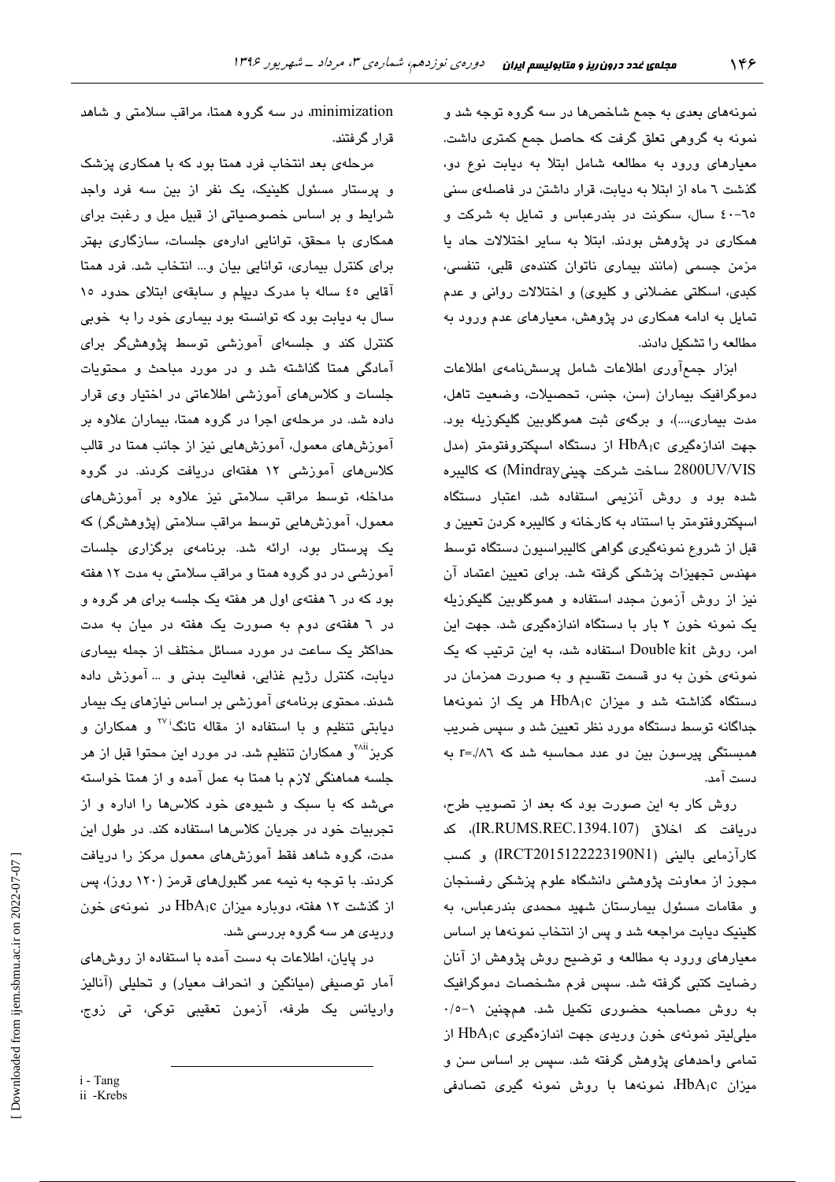نمونه‌های بعدی به جمع شاخص‌ها در سه گروه توجه شد و نمونه به گروهی تعلق گرفت که حاصل جمع کمتری داشت. معیارهای ورود به مطالعه شامل ابتلا به دیابت نوع دو، گذشت ۶ ماه از ابتلا به دیابت، قرار داشتن در فاصله‌ی سنی ۶۵-۴۰ سال، سکونت در بندرعباس و تمایل به شرکت و همکاری در پژوهش بودند. ابتلا به سایر اختلالات حاد یا مزمن جسمی (مانند بیماری ناتوان کننده‌ی قلبی، تنفسی، کبدی، اسکلتی عضلانی و کلیوی) و اختلالات روانی و عدم تمایل به ادامه همکاری در پژوهش، معیارهای عدم ورود به مطالعه را تشکیل دادند.

ابزار جمع‌آوری اطلاعات شامل پرسش‌نامه‌ی اطلاعات دموگرافیک بیماران (سن، جنس، تحصیلات، وضعیت تاهل، مدت بیماری،...)، و برگه‌ی ثبت هموگلوبین گلیکوزیله بود. جهت اندازه‌گیری $HbA_1c$ از دستگاه اسپکتروفتومتر (مدل 2800UV/VIS ساخت شرکت چینیMindray) که کالیبره شده بود و روش آنزیمی استفاده شد. اعتبار دستگاه اسپکتروفتومتر با استناد به کارخانه و کالیبره کردن تعیین و قبل از شروع نمونه‌گیری گواهی کالیبراسیون دستگاه توسط مهندس تجهیزات پزشکی گرفته شد. برای تعیین اعتماد آن نیز از روش آزمون مجدد استفاده و هموگلوبین گلیکوزیله یک نمونه خون ۲ بار با دستگاه اندازه‌گیری شد. جهت این امر، روش Double kit استفاده شد، به این ترتیب که یک نمونه‌ی خون به دو قسمت تقسیم و به صورت همزمان در دستگاه گذاشته شد و میزان $HbA_1c$ هر یک از نمونه‌ها جداگانه توسط دستگاه مورد نظر تعیین شد و سپس ضریب همبستگی پیرسون بین دو عدد محاسبه شد که $r=0.86$ به دست آمد.

روش کار به این صورت بود که بعد از تصویب طرح، دریافت کد اخلاق (IR.RUMS.REC.1394.107)، کد کارآزمایی بالینی (IRCT2015122223190N1) و کسب مجوز از معاونت پژوهشی دانشگاه علوم پزشکی رفسنجان و مقامات مسئول بیمارستان شهید محمدی بندرعباس، به کلینیک دیابت مراجعه شد و پس از انتخاب نمونه‌ها بر اساس معیارهای ورود به مطالعه و توضیح روش پژوهش از آنان رضایت کتبی گرفته شد. سپس فرم مشخصات دموگرافیک به روش مصاحبه حضوری تکمیل شد. همچنین ۱-۰/۵ میلی‌لیتر نمونه‌ی خون وریدی جهت اندازه‌گیری $HbA_1c$ از تمامی واحدهای پژوهش گرفته شد. سپس بر اساس سن و میزان $HbA_1c$، نمونه‌ها با روش نمونه گیری تصادفی minimization، در سه گروه همتا، مراقب سلامتی و شاهد قرار گرفتند.

مرحله‌ی بعد انتخاب فرد همتا بود که با همکاری پزشک و پرستار مسئول کلینیک، یک نفر از بین سه فرد واجد شرایط و بر اساس خصوصیاتی از قبیل میل و رغبت برای همکاری با محقق، توانایی اداره‌ی جلسات، سازگاری بهتر برای کنترل بیماری، توانایی بیان و... انتخاب شد. فرد همتا آقایی ۴۵ ساله با مدرک دیپلم و سابقه‌ی ابتلای حدود ۱۵ سال به دیابت بود که توانسته بود بیماری خود را به خوبی کنترل کند و جلسه‌ای آموزشی توسط پژوهشگر برای آمادگی همتا گذاشته شد و در مورد مباحث و محتویات جلسات و کلاس‌های آموزشی اطلاعاتی در اختیار وی قرار داده شد. در مرحله‌ی اجرا در گروه همتا، بیماران علاوه بر آموزش‌های معمول، آموزش‌هایی نیز از جانب همتا در قالب کلاس‌های آموزشی ۱۲ هفته‌ای دریافت کردند. در گروه مداخله، توسط مراقب سلامتی نیز علاوه بر آموزش‌های معمول، آموزش‌هایی توسط مراقب سلامتی (پژوهشگر) که یک پرستار بود، ارائه شد. برنامه‌ی برگزاری جلسات آموزشی در دو گروه همتا و مراقب سلامتی به مدت ۱۲ هفته بود که در ۶ هفته‌ی اول هر هفته یک جلسه برای هر گروه و در ۶ هفته‌ی دوم به صورت یک هفته در میان به مدت حداکثر یک ساعت در مورد مسائل مختلف از جمله بیماری دیابت، کنترل رژیم غذایی، فعالیت بدنی و ... آموزش داده شدند. محتوی برنامه‌ی آموزشی بر اساس نیازهای یک بیمار دیابتی تنظیم و با استفاده از مقاله تانگ[i][27] و همکاران و کربز[ii][28] و همکاران تنظیم شد. در مورد این محتوا قبل از هر جلسه هماهنگی لازم با همتا به عمل آمده و از همتا خواسته می‌شد که با سبک و شیوه‌ی خود کلاس‌ها را اداره و از تجربیات خود در جریان کلاس‌ها استفاده کند. در طول این مدت، گروه شاهد فقط آموزش‌های معمول مرکز را دریافت کردند. با توجه به نیمه عمر گلبول‌های قرمز (۱۲۰ روز)، پس از گذشت ۱۲ هفته، دوباره میزان $HbA_1c$ در نمونه‌ی خون وریدی هر سه گروه بررسی شد.

در پایان، اطلاعات به دست آمده با استفاده از روش‌های آمار توصیفی (میانگین و انحراف معیار) و تحلیلی (آنالیز واریانس یک طرفه، آزمون تعقیبی توکی، تی زوج،

---

i - Tang
ii -Krebs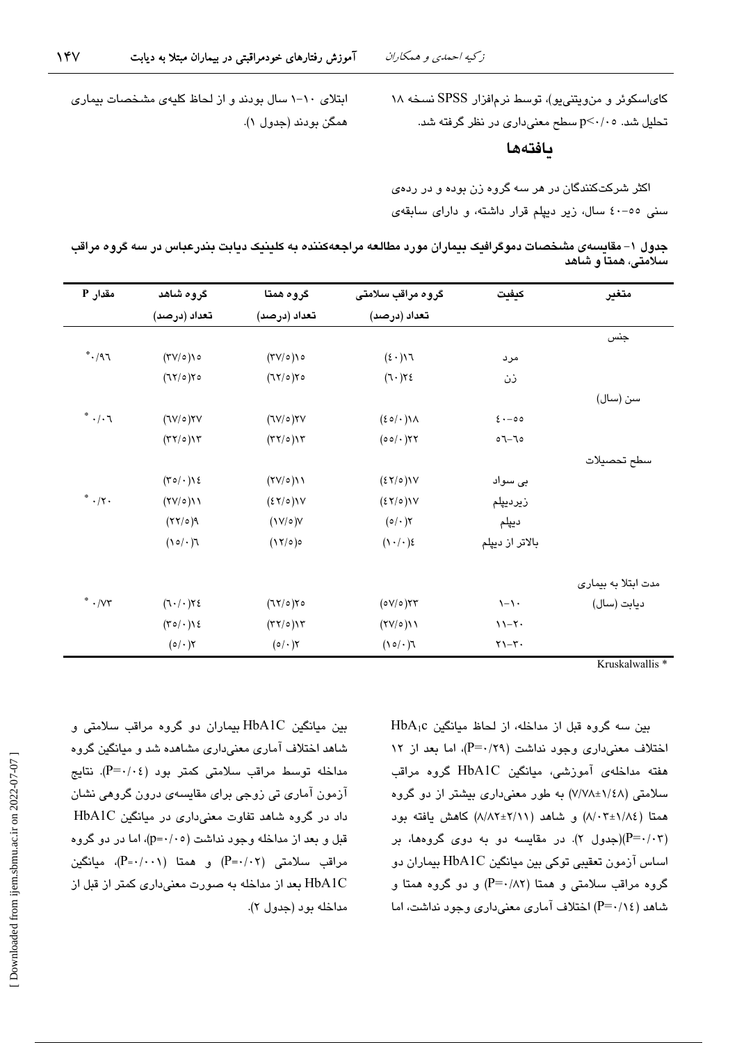کای‌اسکوئر و من‌ویتنی‌یو)، توسط نرم‌افزار SPSS نسخه ۱۸ تحلیل شد. $p<۰/۰۵$ سطح معنی‌داری در نظر گرفته شد.

## یافته‌ها

اکثر شرکت‌کنندگان در هر سه گروه زن بوده و در رده‌ی سنی ۵۵-۴۰ سال، زیر دیپلم قرار داشته، و دارای سابقه‌ی ابتلای ۱۰-۱ سال بودند و از لحاظ کلیه‌ی مشخصات بیماری همگن بودند (جدول ۱).

**جدول ۱- مقایسه‌ی مشخصات دموگرافیک بیماران مورد مطالعه مراجعه‌کننده به کلینیک دیابت بندرعباس در سه گروه مراقب سلامتی، همتا و شاهد**

| متغیر | کیفیت | گروه مراقب سلامتی تعداد (درصد) | گروه همتا تعداد (درصد) | گروه شاهد تعداد (درصد) | مقدار P |
|---|---|---|---|---|---|
| جنس | | | | | |
| | مرد | ۱۶(۴۰) | ۱۵(۳۷/۵) | ۱۵(۳۷/۵) | *۰/۹۶ |
| | زن | ۲۴(۶۰) | ۲۵(۶۲/۵) | ۲۵(۶۲/۵) | |
| سن (سال) | | | | | |
| | ۵۵-۴۰ | ۱۸(۴۵/۰) | ۲۷(۶۷/۵) | ۲۷(۶۷/۵) | *۰/۰۶ |
| | ۶۵-۵۶ | ۲۲(۵۵/۰) | ۱۳(۳۲/۵) | ۱۳(۳۲/۵) | |
| سطح تحصیلات | | | | | |
| | بی سواد | ۱۷(۴۲/۵) | ۱۱(۲۷/۵) | ۱۴(۳۵/۰) | |
| | زیردیپلم | ۱۷(۴۲/۵) | ۱۷(۴۲/۵) | ۱۱(۲۷/۵) | *۰/۲۰ |
| | دیپلم | ۲(۵/۰) | ۷(۱۷/۵) | ۹(۲۲/۵) | |
| | بالاتر از دیپلم | ۴(۱۰/۰) | ۵(۱۲/۵) | ۶(۱۵/۰) | |
| مدت ابتلا به بیماری دیابت (سال) | ۱۰-۱ | ۲۳(۵۷/۵) | ۲۵(۶۲/۵) | ۲۴(۶۰/۰) | *۰/۷۳ |
| | ۲۰-۱۱ | ۱۱(۲۷/۵) | ۱۳(۳۲/۵) | ۱۴(۳۵/۰) | |
| | ۳۰-۲۱ | ۶(۱۵/۰) | ۲(۵/۰) | ۲(۵/۰) | |

Kruskalwallis *

بین سه گروه قبل از مداخله، از لحاظ میانگین $HbA_1c$ اختلاف معنی‌داری وجود نداشت (P=۰/۲۹)، اما بعد از ۱۲ هفته مداخله‌ی آموزشی، میانگین HbA1C گروه مراقب سلامتی (۱/۴۸±۷/۷۸) به طور معنی‌داری بیشتر از دو گروه همتا (۱/۸۴±۸/۰۳) و شاهد (۲/۱۱±۸/۸۲) کاهش یافته بود (P=۰/۰۳)(جدول ۲). در مقایسه دو به دوی گروه‌ها، بر اساس آزمون تعقیبی توکی بین میانگین HbA1C بیماران دو گروه مراقب سلامتی و همتا (P=۰/۸۲) و دو گروه همتا و شاهد (P=۰/۱۴) اختلاف آماری معنی‌داری وجود نداشت، اما بین میانگین HbA1C بیماران دو گروه مراقب سلامتی و شاهد اختلاف آماری معنی‌داری مشاهده شد و میانگین گروه مداخله توسط مراقب سلامتی کمتر بود (P=۰/۰۴). نتایج آزمون آماری تی زوجی برای مقایسه‌ی درون گروهی نشان داد در گروه شاهد تفاوت معنی‌داری در میانگین HbA1C قبل و بعد از مداخله وجود نداشت (p=۰/۰۵)، اما در دو گروه مراقب سلامتی (P=۰/۰۲) و همتا (P=۰/۰۰۱)، میانگین HbA1C بعد از مداخله به صورت معنی‌داری کمتر از قبل از مداخله بود (جدول ۲).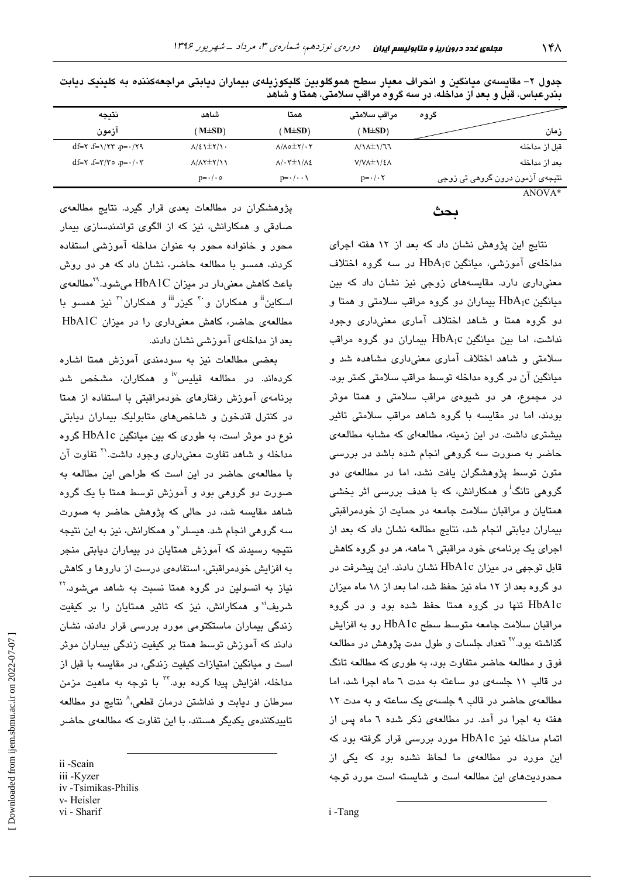جدول ۲- مقایسه‌ی میانگین و انحراف معیار سطح هموگلوبین گلیکوزیله‌ی بیماران دیابتی مراجعه‌کننده به کلینیک دیابت بندرعباس، قبل و بعد از مداخله، در سه گروه مراقب سلامتی، همتا و شاهد

| زمان / گروه | مراقب سلامتی (M±SD) | همتا (M±SD) | شاهد (M±SD) | نتیجه آزمون |
|---|---|---|---|---|
| قبل از مداخله | ۸/۱۸±۱/۶۶ | ۸/۸۵±۲/۰۲ | ۸/۴۱±۲/۱۰ | df=۲ ،f=۱/۲۳ ،p=۰/۲۹ |
| بعد از مداخله | ۷/۷۸±۱/۴۸ | ۸/۰۳±۱/۸۴ | ۸/۸۲±۲/۱۱ | df=۲ ،f=۳/۳۵ ،p=۰/۰۳ |
| نتیجه‌ی آزمون درون گروهی تی زوجی | p=۰/۰۲ | p=۰/۰۰۱ | p=۰/۰۵ | |

ANOVA*

## بحث

نتایج این پژوهش نشان داد که بعد از ۱۲ هفته اجرای مداخله‌ی آموزشی، میانگین $HbA_1c$ در سه گروه اختلاف معنی‌داری دارد. مقایسه‌های زوجی نیز نشان داد که بین میانگین $HbA_1c$ بیماران دو گروه مراقب سلامتی و همتا و دو گروه همتا و شاهد اختلاف آماری معنی‌داری وجود نداشت، اما بین میانگین $HbA_1c$ بیماران دو گروه مراقب سلامتی و شاهد اختلاف آماری معنی‌داری مشاهده شد و میانگین آن در گروه مداخله توسط مراقب سلامتی کمتر بود. در مجموع، هر دو شیوه‌ی مراقب سلامتی و همتا موثر بودند، اما در مقایسه با گروه شاهد مراقب سلامتی تاثیر بیشتری داشت. در این زمینه، مطالعه‌ای که مشابه مطالعه‌ی حاضر به صورت سه گروهی انجام شده باشد در بررسی متون توسط پژوهشگران یافت نشد، اما در مطالعه‌ی دو گروهی تانگ[i] و همکارانش، که با هدف بررسی اثر بخشی همتایان و مراقبان سلامت جامعه در حمایت از خودمراقبتی بیماران دیابتی انجام شد، نتایج مطالعه نشان داد که بعد از اجرای یک برنامه‌ی خود مراقبتی ۶ ماهه، هر دو گروه کاهش قابل توجهی در میزان HbA1c نشان دادند. این پیشرفت در دو گروه بعد از ۱۲ ماه نیز حفظ شد، اما بعد از ۱۸ ماه میزان HbA1c تنها در گروه همتا حفظ شده بود و در گروه مراقبان سلامت جامعه متوسط سطح HbA1c رو به افزایش گذاشته بود.[27] تعداد جلسات و طول مدت پژوهش در مطالعه فوق و مطالعه حاضر متفاوت بود، به طوری که مطالعه تانگ در قالب ۱۱ جلسه‌ی دو ساعته به مدت ۶ ماه اجرا شد، اما مطالعه‌ی حاضر در قالب ۹ جلسه‌ی یک ساعته و به مدت ۱۲ هفته به اجرا در آمد. در مطالعه‌ی ذکر شده ۶ ماه پس از اتمام مداخله نیز HbA1c مورد بررسی قرار گرفته بود که این مورد در مطالعه‌ی ما لحاظ نشده بود که یکی از محدودیت‌های این مطالعه است و شایسته است مورد توجه پژوهشگران در مطالعات بعدی قرار گیرد. نتایج مطالعه‌ی صادقی و همکارانش، نیز که از الگوی توانمندسازی بیمار محور و خانواده محور به عنوان مداخله آموزشی استفاده کردند، همسو با مطالعه حاضر، نشان داد که هر دو روش باعث کاهش معنی‌دار در میزان HbA1C می‌شود.[29] مطالعه‌ی اسکاین[ii] و همکاران و[30] کیزر[iii] و همکاران[31] نیز همسو با مطالعه‌ی حاضر، کاهش معنی‌داری را در میزان HbA1C بعد از مداخله‌ی آموزشی نشان دادند.

بعضی مطالعات نیز به سودمندی آموزش همتا اشاره کرده‌اند. در مطالعه فیلیس[iv] و همکاران، مشخص شد برنامه‌ی آموزش رفتارهای خودمراقبتی با استفاده از همتا در کنترل قندخون و شاخص‌های متابولیک بیماران دیابتی نوع دو موثر است، به طوری که بین میانگین HbA1c گروه مداخله و شاهد تفاوت معنی‌داری وجود داشت.[21] تفاوت آن با مطالعه‌ی حاضر در این است که طراحی این مطالعه به صورت دو گروهی بود و آموزش توسط همتا با یک گروه شاهد مقایسه شد، در حالی که پژوهش حاضر به صورت سه گروهی انجام شد. هیسلر[v] و همکارانش، نیز به این نتیجه رسیدند که آموزش همتایان در بیماران دیابتی منجر به افزایش خودمراقبتی، استفاده‌ی درست از داروها و کاهش نیاز به انسولین در گروه همتا نسبت به شاهد می‌شود.[32] شریف[vi] و همکارانش، نیز که تاثیر همتایان را بر کیفیت زندگی بیماران ماستکتومی مورد بررسی قرار دادند، نشان دادند که آموزش توسط همتا بر کیفیت زندگی بیماران موثر است و میانگین امتیازات کیفیت زندگی، در مقایسه با قبل از مداخله، افزایش پیدا کرده بود.[33] با توجه به ماهیت مزمن سرطان و دیابت و نداشتن درمان قطعی،[8] نتایج دو مطالعه تاییدکننده‌ی یکدیگر هستند، با این تفاوت که مطالعه‌ی حاضر

---

i -Tang

ii -Scain

iii -Kyzer

iv -Tsimikas-Philis

v- Heisler

vi - Sharif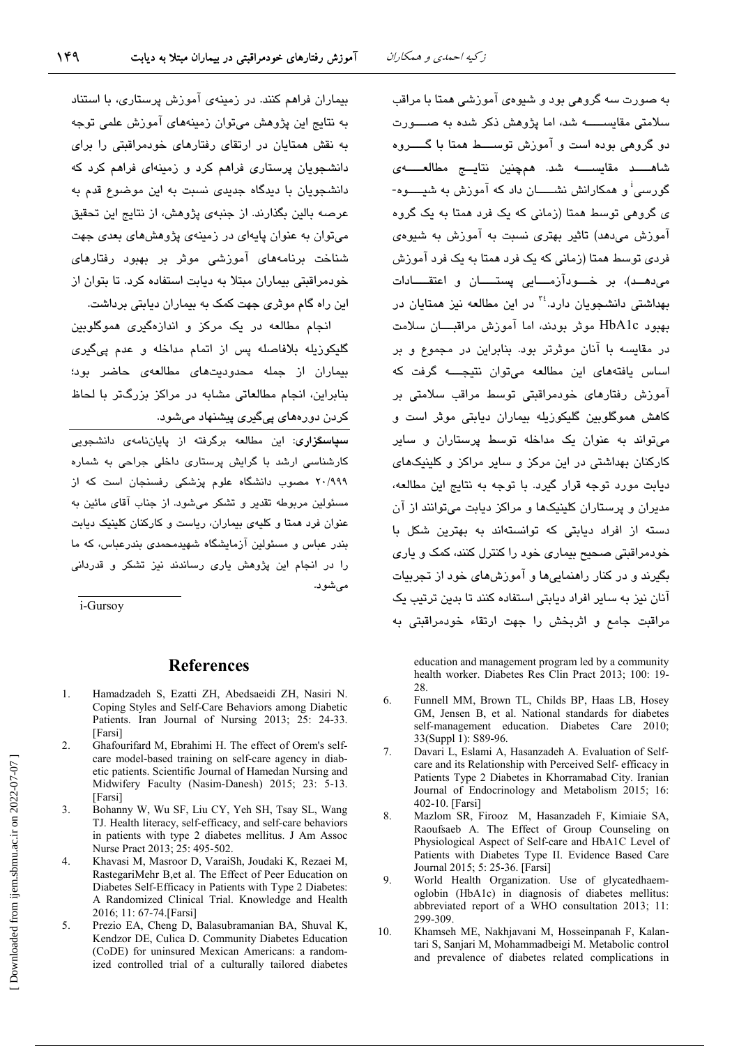به صورت سه گروهی بود و شیوه‌ی آموزشی همتا با مراقب سلامتی مقایسه شد، اما پژوهش ذکر شده به صورت دو گروهی بوده است و آموزش توسط همتا با گروه شاهد مقایسه شد. همچنین نتایج مطالعه‌ی گورسی[i] و همکارانش نشان داد که آموزش به شیوه‌ی گروهی توسط همتا (زمانی که یک فرد همتا به یک گروه آموزش می‌دهد) تاثیر بهتری نسبت به آموزش به شیوه‌ی فردی توسط همتا (زمانی که یک فرد همتا به یک فرد آموزش می‌دهد)، بر خودآزمایی پستان و اعتقادات بهداشتی دانشجویان دارد.[۲۴] در این مطالعه نیز همتایان در بهبود HbA1c موثر بودند، اما آموزش مراقبان سلامت در مقایسه با آنان موثرتر بود. بنابراین در مجموع و بر اساس یافته‌های این مطالعه می‌توان نتیجه گرفت که آموزش رفتارهای خودمراقبتی توسط مراقب سلامتی بر کاهش هموگلوبین گلیکوزیله بیماران دیابتی موثر است و می‌تواند به عنوان یک مداخله توسط پرستاران و سایر کارکنان بهداشتی در این مرکز و سایر مراکز و کلینیک‌های دیابت مورد توجه قرار گیرد. با توجه به نتایج این مطالعه، مدیران و پرستاران کلینیک‌ها و مراکز دیابت می‌توانند از آن دسته از افراد دیابتی که توانسته‌اند به بهترین شکل با خودمراقبتی صحیح بیماری خود را کنترل کنند، کمک و یاری بگیرند و در کنار راهنمایی‌ها و آموزش‌های خود از تجربیات آنان نیز به سایر افراد دیابتی استفاده کنند تا بدین ترتیب یک مراقبت جامع و اثربخش را جهت ارتقاء خودمراقبتی به بیماران فراهم کنند. در زمینه‌ی آموزش پرستاری، با استناد به نتایج این پژوهش می‌توان زمینه‌های آموزش علمی توجه به نقش همتایان در ارتقای رفتارهای خودمراقبتی را برای دانشجویان پرستاری فراهم کرد و زمینه‌ای فراهم کرد که دانشجویان با دیدگاه جدیدی نسبت به این موضوع قدم به عرصه بالین بگذارند. از جنبه‌ی پژوهش، از نتایج این تحقیق می‌توان به عنوان پایه‌ای در زمینه‌ی پژوهش‌های بعدی جهت شناخت برنامه‌های آموزشی موثر بر بهبود رفتارهای خودمراقبتی بیماران مبتلا به دیابت استفاده کرد. تا بتوان از این راه گام موثری جهت کمک به بیماران دیابتی برداشت.

انجام مطالعه در یک مرکز و اندازه‌گیری هموگلوبین گلیکوزیله بلافاصله پس از اتمام مداخله و عدم پی‌گیری بیماران از جمله محدودیت‌های مطالعه‌ی حاضر بود؛ بنابراین، انجام مطالعاتی مشابه در مراکز بزرگ‌تر با لحاظ کردن دوره‌های پی‌گیری پیشنهاد می‌شود.

**سپاسگزاری**: این مطالعه برگرفته از پایان‌نامه‌ی دانشجویی کارشناسی ارشد با گرایش پرستاری داخلی جراحی به شماره ۲۰/۹۹۹ مصوب دانشگاه علوم پزشکی رفسنجان است که از مسئولین مربوطه تقدیر و تشکر می‌شود. از جناب آقای مائین به عنوان فرد همتا و کلیه‌ی بیماران، ریاست و کارکنان کلینیک دیابت بندر عباس و مسئولین آزمایشگاه شهیدمحمدی بندرعباس، که ما را در انجام این پژوهش یاری رساندند نیز تشکر و قدردانی می‌شود.

i-Gursoy

## References

1. Hamadzadeh S, Ezatti ZH, Abedsaeidi ZH, Nasiri N. Coping Styles and Self-Care Behaviors among Diabetic Patients. Iran Journal of Nursing 2013; 25: 24-33. [Farsi]
2. Ghafourifard M, Ebrahimi H. The effect of Orem's self-care model-based training on self-care agency in diabetic patients. Scientific Journal of Hamedan Nursing and Midwifery Faculty (Nasim-Danesh) 2015; 23: 5-13. [Farsi]
3. Bohanny W, Wu SF, Liu CY, Yeh SH, Tsay SL, Wang TJ. Health literacy, self-efficacy, and self-care behaviors in patients with type 2 diabetes mellitus. J Am Assoc Nurse Pract 2013; 25: 495-502.
4. Khavasi M, Masroor D, VaraiSh, Joudaki K, Rezaei M, RastegariMehr B,et al. The Effect of Peer Education on Diabetes Self-Efficacy in Patients with Type 2 Diabetes: A Randomized Clinical Trial. Knowledge and Health 2016; 11: 67-74.[Farsi]
5. Prezio EA, Cheng D, Balasubramanian BA, Shuval K, Kendzor DE, Culica D. Community Diabetes Education (CoDE) for uninsured Mexican Americans: a randomized controlled trial of a culturally tailored diabetes education and management program led by a community health worker. Diabetes Res Clin Pract 2013; 100: 19-28.
6. Funnell MM, Brown TL, Childs BP, Haas LB, Hosey GM, Jensen B, et al. National standards for diabetes self-management education. Diabetes Care 2010; 33(Suppl 1): S89-96.
7. Davari L, Eslami A, Hasanzadeh A. Evaluation of Self-care and its Relationship with Perceived Self- efficacy in Patients Type 2 Diabetes in Khorramabad City. Iranian Journal of Endocrinology and Metabolism 2015; 16: 402-10. [Farsi]
8. Mazlom SR, Firooz M, Hasanzadeh F, Kimiaie SA, Raoufsaeb A. The Effect of Group Counseling on Physiological Aspect of Self-care and HbA1C Level of Patients with Diabetes Type II. Evidence Based Care Journal 2015; 5: 25-36. [Farsi]
9. World Health Organization. Use of glycatedhaemoglobin (HbA1c) in diagnosis of diabetes mellitus: abbreviated report of a WHO consultation 2013; 11: 299-309.
10. Khamseh ME, Nakhjavani M, Hosseinpanah F, Kalantari S, Sanjari M, Mohammadbeigi M. Metabolic control and prevalence of diabetes related complications in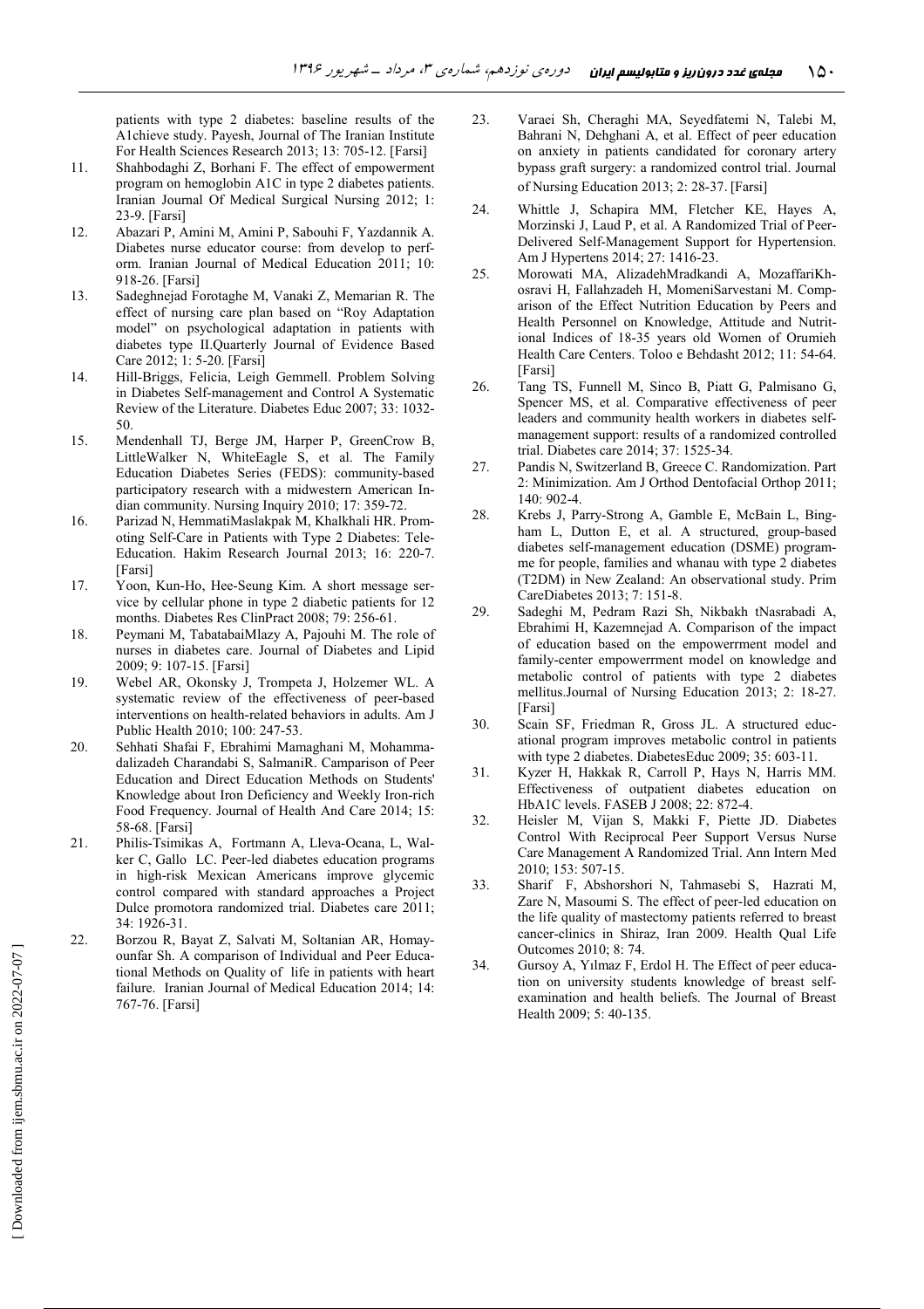patients with type 2 diabetes: baseline results of the A1chieve study. Payesh, Journal of The Iranian Institute For Health Sciences Research 2013; 13: 705-12. [Farsi]

11. Shahbodaghi Z, Borhani F. The effect of empowerment program on hemoglobin A1C in type 2 diabetes patients. Iranian Journal Of Medical Surgical Nursing 2012; 1: 23-9. [Farsi]
12. Abazari P, Amini M, Amini P, Sabouhi F, Yazdannik A. Diabetes nurse educator course: from develop to perform. Iranian Journal of Medical Education 2011; 10: 918-26. [Farsi]
13. Sadeghnejad Forotaghe M, Vanaki Z, Memarian R. The effect of nursing care plan based on "Roy Adaptation model" on psychological adaptation in patients with diabetes type II.Quarterly Journal of Evidence Based Care 2012; 1: 5-20. [Farsi]
14. Hill-Briggs, Felicia, Leigh Gemmell. Problem Solving in Diabetes Self-management and Control A Systematic Review of the Literature. Diabetes Educ 2007; 33: 1032-50.
15. Mendenhall TJ, Berge JM, Harper P, GreenCrow B, LittleWalker N, WhiteEagle S, et al. The Family Education Diabetes Series (FEDS): community-based participatory research with a midwestern American Indian community. Nursing Inquiry 2010; 17: 359-72.
16. Parizad N, HemmatiMaslakpak M, Khalkhali HR. Promoting Self-Care in Patients with Type 2 Diabetes: Tele-Education. Hakim Research Journal 2013; 16: 220-7. [Farsi]
17. Yoon, Kun-Ho, Hee-Seung Kim. A short message service by cellular phone in type 2 diabetic patients for 12 months. Diabetes Res ClinPract 2008; 79: 256-61.
18. Peymani M, TabatabaiMlazy A, Pajouhi M. The role of nurses in diabetes care. Journal of Diabetes and Lipid 2009; 9: 107-15. [Farsi]
19. Webel AR, Okonsky J, Trompeta J, Holzemer WL. A systematic review of the effectiveness of peer-based interventions on health-related behaviors in adults. Am J Public Health 2010; 100: 247-53.
20. Sehhati Shafai F, Ebrahimi Mamaghani M, Mohammadalizadeh Charandabi S, SalmaniR. Camparison of Peer Education and Direct Education Methods on Students' Knowledge about Iron Deficiency and Weekly Iron-rich Food Frequency. Journal of Health And Care 2014; 15: 58-68. [Farsi]
21. Philis-Tsimikas A, Fortmann A, Lleva-Ocana, L, Walker C, Gallo LC. Peer-led diabetes education programs in high-risk Mexican Americans improve glycemic control compared with standard approaches a Project Dulce promotora randomized trial. Diabetes care 2011; 34: 1926-31.
22. Borzou R, Bayat Z, Salvati M, Soltanian AR, Homayounfar Sh. A comparison of Individual and Peer Educational Methods on Quality of life in patients with heart failure. Iranian Journal of Medical Education 2014; 14: 767-76. [Farsi]
23. Varaei Sh, Cheraghi MA, Seyedfatemi N, Talebi M, Bahrani N, Dehghani A, et al. Effect of peer education on anxiety in patients candidated for coronary artery bypass graft surgery: a randomized control trial. Journal of Nursing Education 2013; 2: 28-37. [Farsi]
24. Whittle J, Schapira MM, Fletcher KE, Hayes A, Morzinski J, Laud P, et al. A Randomized Trial of Peer-Delivered Self-Management Support for Hypertension. Am J Hypertens 2014; 27: 1416-23.
25. Morowati MA, AlizadehMradkandi A, MozaffariKhosravi H, Fallahzadeh H, MomeniSarvestani M. Comparison of the Effect Nutrition Education by Peers and Health Personnel on Knowledge, Attitude and Nutritional Indices of 18-35 years old Women of Orumieh Health Care Centers. Toloo e Behdasht 2012; 11: 54-64. [Farsi]
26. Tang TS, Funnell M, Sinco B, Piatt G, Palmisano G, Spencer MS, et al. Comparative effectiveness of peer leaders and community health workers in diabetes self-management support: results of a randomized controlled trial. Diabetes care 2014; 37: 1525-34.
27. Pandis N, Switzerland B, Greece C. Randomization. Part 2: Minimization. Am J Orthod Dentofacial Orthop 2011; 140: 902-4.
28. Krebs J, Parry-Strong A, Gamble E, McBain L, Bingham L, Dutton E, et al. A structured, group-based diabetes self-management education (DSME) programme for people, families and whanau with type 2 diabetes (T2DM) in New Zealand: An observational study. Prim CareDiabetes 2013; 7: 151-8.
29. Sadeghi M, Pedram Razi Sh, Nikbakh tNasrabadi A, Ebrahimi H, Kazemnejad A. Comparison of the impact of education based on the empowerrment model and family-center empowerrment model on knowledge and metabolic control of patients with type 2 diabetes mellitus.Journal of Nursing Education 2013; 2: 18-27. [Farsi]
30. Scain SF, Friedman R, Gross JL. A structured educational program improves metabolic control in patients with type 2 diabetes. DiabetesEduc 2009; 35: 603-11.
31. Kyzer H, Hakkak R, Carroll P, Hays N, Harris MM. Effectiveness of outpatient diabetes education on HbA1C levels. FASEB J 2008; 22: 872-4.
32. Heisler M, Vijan S, Makki F, Piette JD. Diabetes Control With Reciprocal Peer Support Versus Nurse Care Management A Randomized Trial. Ann Intern Med 2010; 153: 507-15.
33. Sharif F, Abshorshori N, Tahmasebi S, Hazrati M, Zare N, Masoumi S. The effect of peer-led education on the life quality of mastectomy patients referred to breast cancer-clinics in Shiraz, Iran 2009. Health Qual Life Outcomes 2010; 8: 74.
34. Gursoy A, Yılmaz F, Erdol H. The Effect of peer education on university students knowledge of breast self-examination and health beliefs. The Journal of Breast Health 2009; 5: 40-135.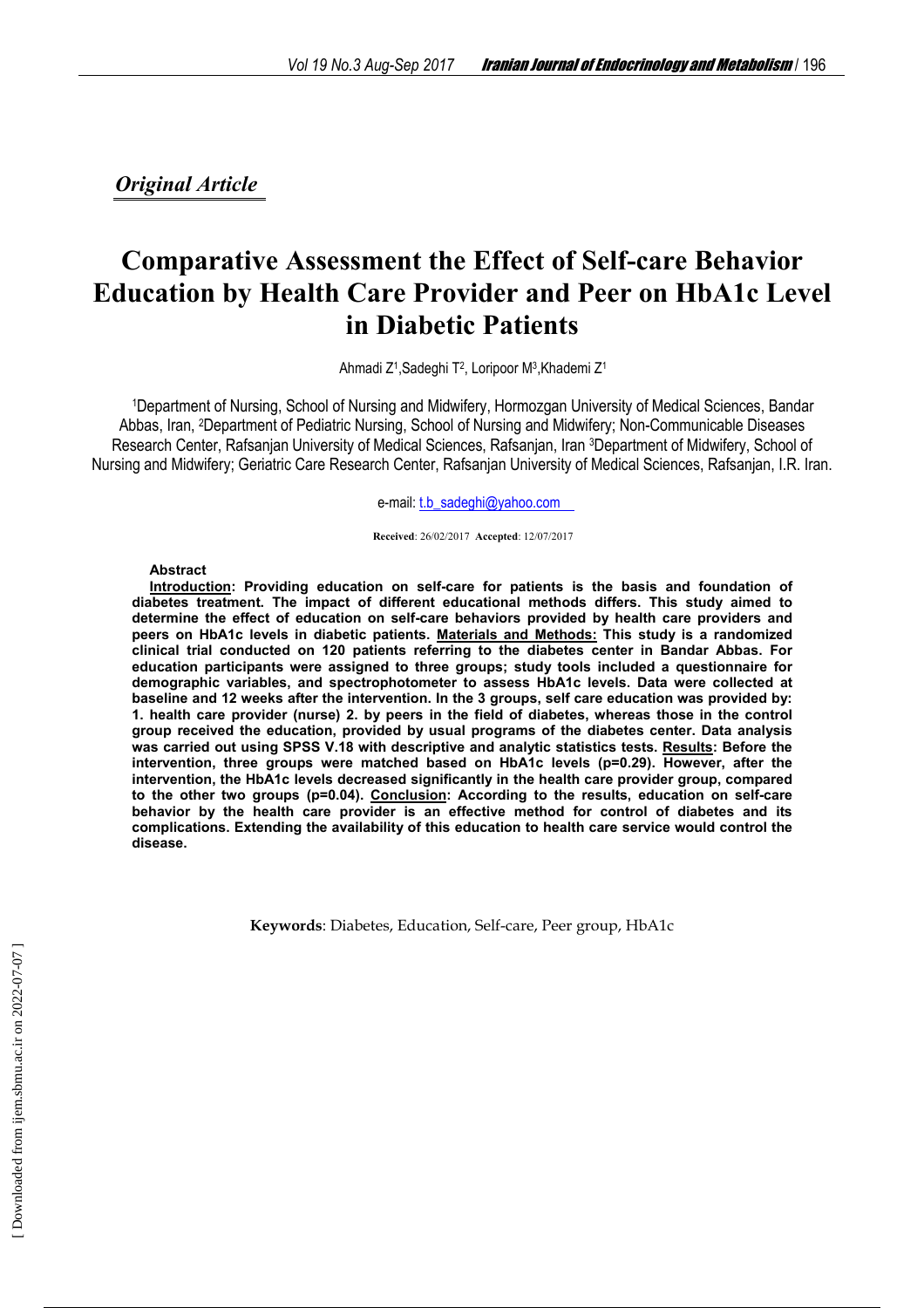*Original Article*

# Comparative Assessment the Effect of Self-care Behavior Education by Health Care Provider and Peer on HbA1c Level in Diabetic Patients

Ahmadi Z[1],Sadeghi T[2], Loripoor M[3],Khademi Z[1]

[1]Department of Nursing, School of Nursing and Midwifery, Hormozgan University of Medical Sciences, Bandar Abbas, Iran, [2]Department of Pediatric Nursing, School of Nursing and Midwifery; Non-Communicable Diseases Research Center, Rafsanjan University of Medical Sciences, Rafsanjan, Iran [3]Department of Midwifery, School of Nursing and Midwifery; Geriatric Care Research Center, Rafsanjan University of Medical Sciences, Rafsanjan, I.R. Iran.

e-mail: t.b_sadeghi@yahoo.com

**Received**: 26/02/2017 **Accepted**: 12/07/2017

**Abstract**

**Introduction: Providing education on self-care for patients is the basis and foundation of diabetes treatment. The impact of different educational methods differs. This study aimed to determine the effect of education on self-care behaviors provided by health care providers and peers on HbA1c levels in diabetic patients. Materials and Methods: This study is a randomized clinical trial conducted on 120 patients referring to the diabetes center in Bandar Abbas. For education participants were assigned to three groups; study tools included a questionnaire for demographic variables, and spectrophotometer to assess HbA1c levels. Data were collected at baseline and 12 weeks after the intervention. In the 3 groups, self care education was provided by: 1. health care provider (nurse) 2. by peers in the field of diabetes, whereas those in the control group received the education, provided by usual programs of the diabetes center. Data analysis was carried out using SPSS V.18 with descriptive and analytic statistics tests. Results: Before the intervention, three groups were matched based on HbA1c levels (p=0.29). However, after the intervention, the HbA1c levels decreased significantly in the health care provider group, compared to the other two groups (p=0.04). Conclusion: According to the results, education on self-care behavior by the health care provider is an effective method for control of diabetes and its complications. Extending the availability of this education to health care service would control the disease.**

**Keywords**: Diabetes, Education, Self-care, Peer group, HbA1c